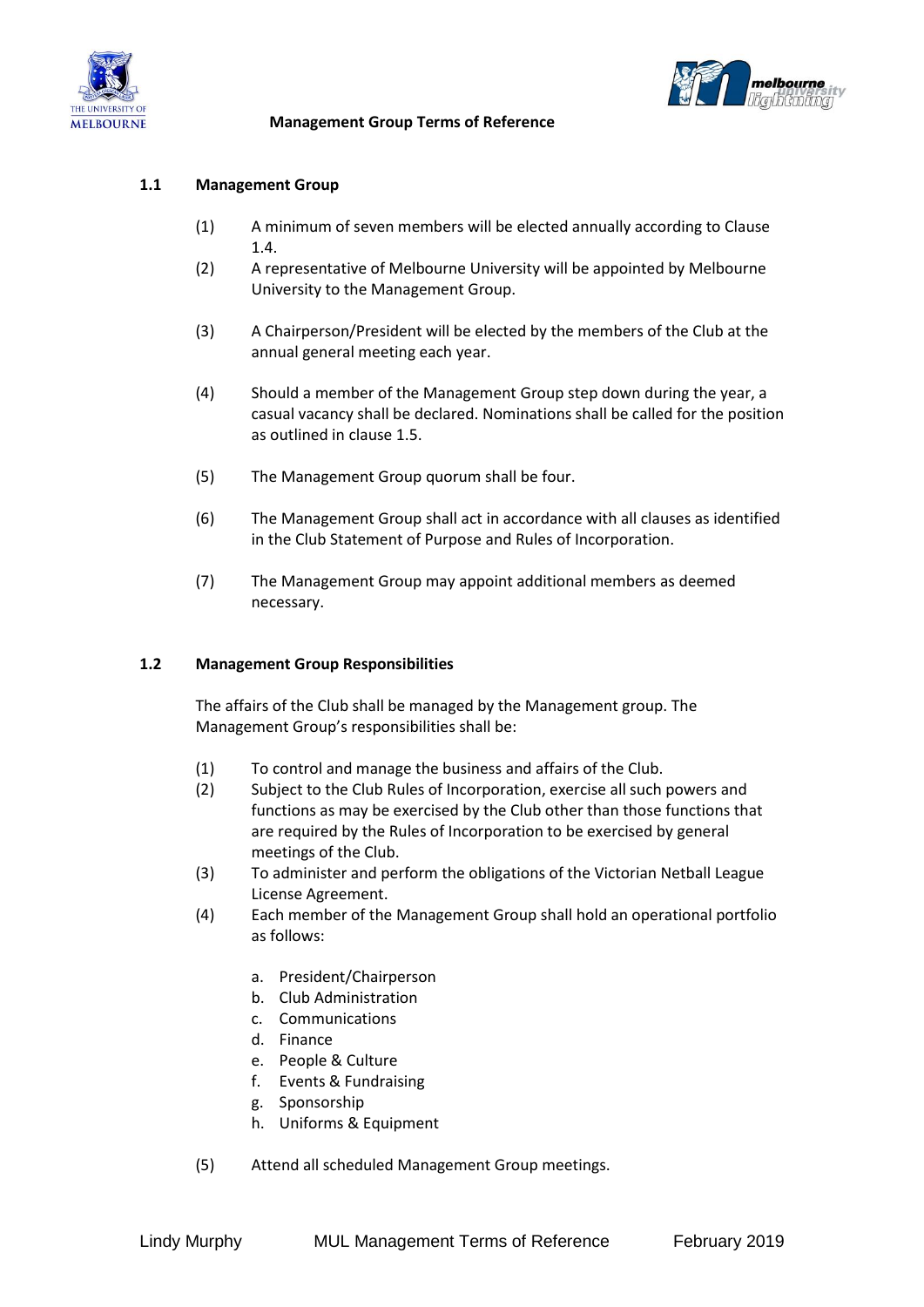# Management Group Terms of Reference

## 1.1 Management Group

(1) A minimum of seven members will be elected annually according to Clause 1.4.

(2) A representative of Melbourne University will be appointed by Melbourne University to the Management Group.

(3) A Chairperson/President will be elected by the members of the Club at the annual general meeting each year.

(4) Should a member of the Management Group step down during the year, a casual vacancy shall be declared. Nominations shall be called for the position as outlined in clause 1.5.

(5) The Management Group quorum shall be four.

(6) The Management Group shall act in accordance with all clauses as identified in the Club Statement of Purpose and Rules of Incorporation.

(7) The Management Group may appoint additional members as deemed necessary.

## 1.2 Management Group Responsibilities

The affairs of the Club shall be managed by the Management group. The Management Group's responsibilities shall be:

(1) To control and manage the business and affairs of the Club.

(2) Subject to the Club Rules of Incorporation, exercise all such powers and functions as may be exercised by the Club other than those functions that are required by the Rules of Incorporation to be exercised by general meetings of the Club.

(3) To administer and perform the obligations of the Victorian Netball League License Agreement.

(4) Each member of the Management Group shall hold an operational portfolio as follows:

   a. President/Chairperson
   b. Club Administration
   c. Communications
   d. Finance
   e. People & Culture
   f. Events & Fundraising
   g. Sponsorship
   h. Uniforms & Equipment

(5) Attend all scheduled Management Group meetings.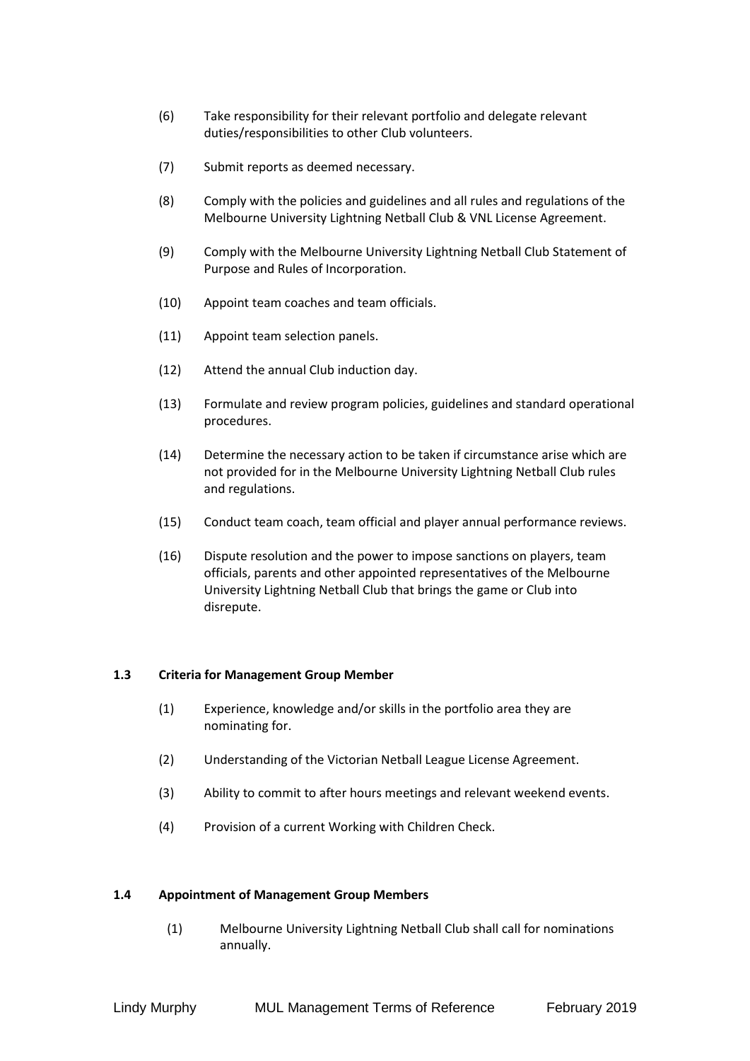(6) Take responsibility for their relevant portfolio and delegate relevant duties/responsibilities to other Club volunteers.

(7) Submit reports as deemed necessary.

(8) Comply with the policies and guidelines and all rules and regulations of the Melbourne University Lightning Netball Club & VNL License Agreement.

(9) Comply with the Melbourne University Lightning Netball Club Statement of Purpose and Rules of Incorporation.

(10) Appoint team coaches and team officials.

(11) Appoint team selection panels.

(12) Attend the annual Club induction day.

(13) Formulate and review program policies, guidelines and standard operational procedures.

(14) Determine the necessary action to be taken if circumstance arise which are not provided for in the Melbourne University Lightning Netball Club rules and regulations.

(15) Conduct team coach, team official and player annual performance reviews.

(16) Dispute resolution and the power to impose sanctions on players, team officials, parents and other appointed representatives of the Melbourne University Lightning Netball Club that brings the game or Club into disrepute.

### 1.3 Criteria for Management Group Member

(1) Experience, knowledge and/or skills in the portfolio area they are nominating for.

(2) Understanding of the Victorian Netball League License Agreement.

(3) Ability to commit to after hours meetings and relevant weekend events.

(4) Provision of a current Working with Children Check.

### 1.4 Appointment of Management Group Members

(1) Melbourne University Lightning Netball Club shall call for nominations annually.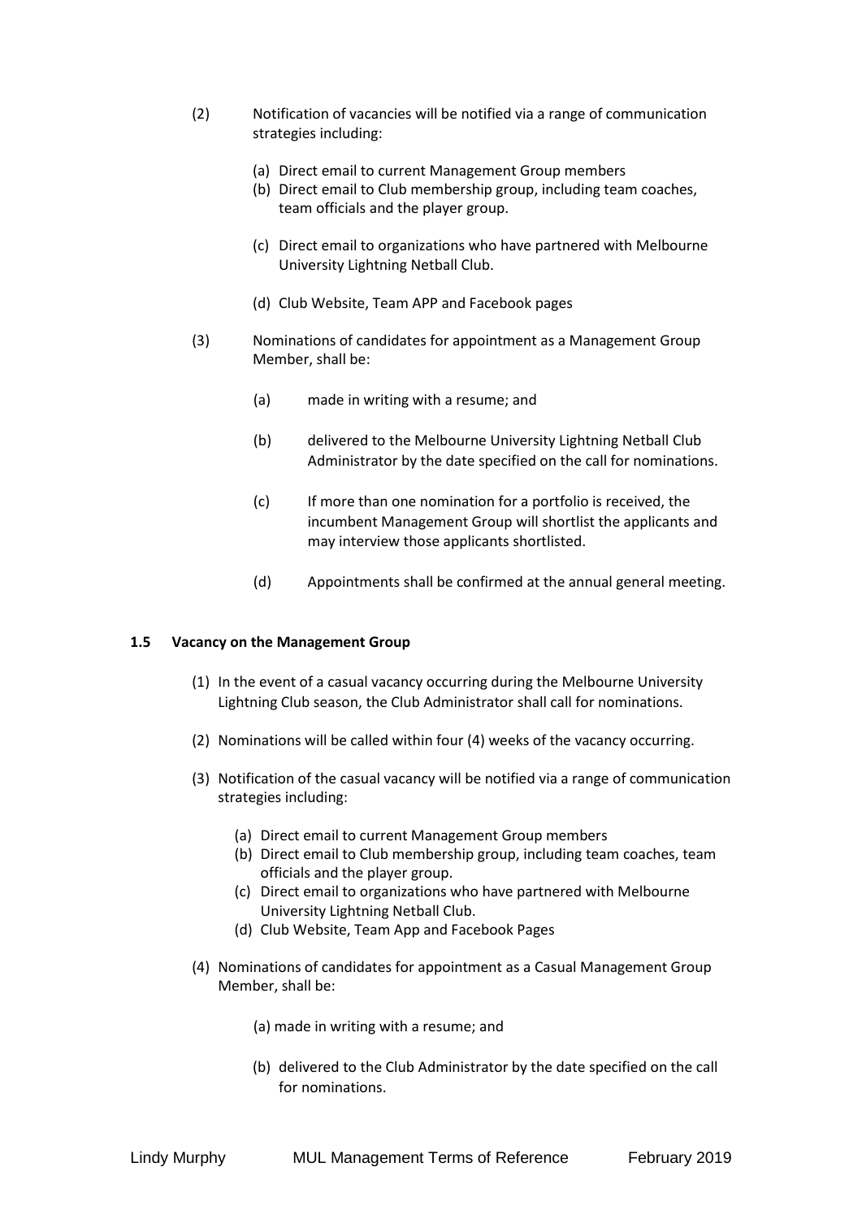(2) Notification of vacancies will be notified via a range of communication strategies including:

   (a) Direct email to current Management Group members
   (b) Direct email to Club membership group, including team coaches, team officials and the player group.
   (c) Direct email to organizations who have partnered with Melbourne University Lightning Netball Club.
   (d) Club Website, Team APP and Facebook pages

(3) Nominations of candidates for appointment as a Management Group Member, shall be:

   (a) made in writing with a resume; and
   (b) delivered to the Melbourne University Lightning Netball Club Administrator by the date specified on the call for nominations.
   (c) If more than one nomination for a portfolio is received, the incumbent Management Group will shortlist the applicants and may interview those applicants shortlisted.
   (d) Appointments shall be confirmed at the annual general meeting.

**1.5 Vacancy on the Management Group**

(1) In the event of a casual vacancy occurring during the Melbourne University Lightning Club season, the Club Administrator shall call for nominations.

(2) Nominations will be called within four (4) weeks of the vacancy occurring.

(3) Notification of the casual vacancy will be notified via a range of communication strategies including:

   (a) Direct email to current Management Group members
   (b) Direct email to Club membership group, including team coaches, team officials and the player group.
   (c) Direct email to organizations who have partnered with Melbourne University Lightning Netball Club.
   (d) Club Website, Team App and Facebook Pages

(4) Nominations of candidates for appointment as a Casual Management Group Member, shall be:

   (a) made in writing with a resume; and
   (b) delivered to the Club Administrator by the date specified on the call for nominations.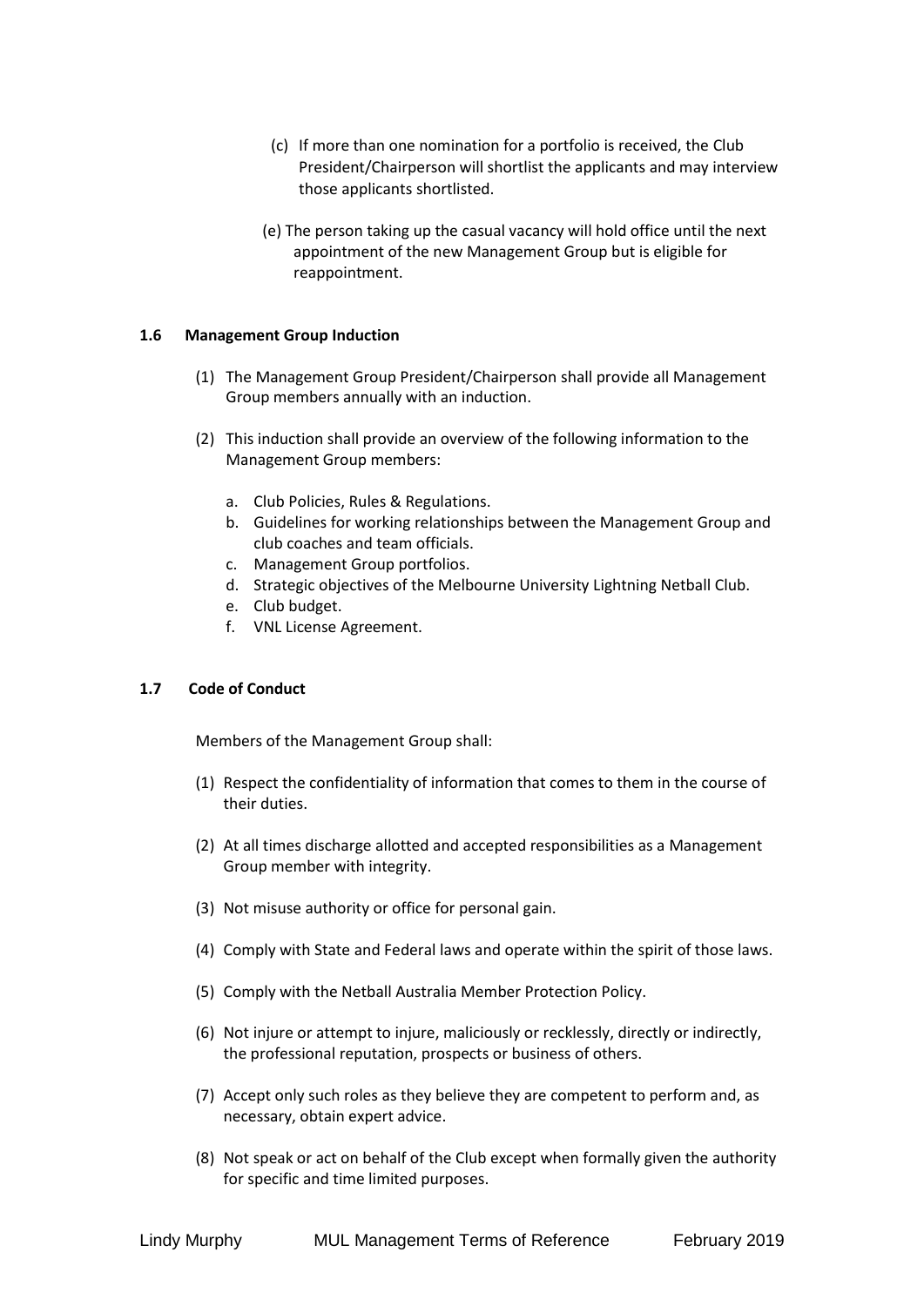(c) If more than one nomination for a portfolio is received, the Club President/Chairperson will shortlist the applicants and may interview those applicants shortlisted.

(e) The person taking up the casual vacancy will hold office until the next appointment of the new Management Group but is eligible for reappointment.

### 1.6 Management Group Induction

(1) The Management Group President/Chairperson shall provide all Management Group members annually with an induction.

(2) This induction shall provide an overview of the following information to the Management Group members:

a. Club Policies, Rules & Regulations.
b. Guidelines for working relationships between the Management Group and club coaches and team officials.
c. Management Group portfolios.
d. Strategic objectives of the Melbourne University Lightning Netball Club.
e. Club budget.
f. VNL License Agreement.

### 1.7 Code of Conduct

Members of the Management Group shall:

(1) Respect the confidentiality of information that comes to them in the course of their duties.

(2) At all times discharge allotted and accepted responsibilities as a Management Group member with integrity.

(3) Not misuse authority or office for personal gain.

(4) Comply with State and Federal laws and operate within the spirit of those laws.

(5) Comply with the Netball Australia Member Protection Policy.

(6) Not injure or attempt to injure, maliciously or recklessly, directly or indirectly, the professional reputation, prospects or business of others.

(7) Accept only such roles as they believe they are competent to perform and, as necessary, obtain expert advice.

(8) Not speak or act on behalf of the Club except when formally given the authority for specific and time limited purposes.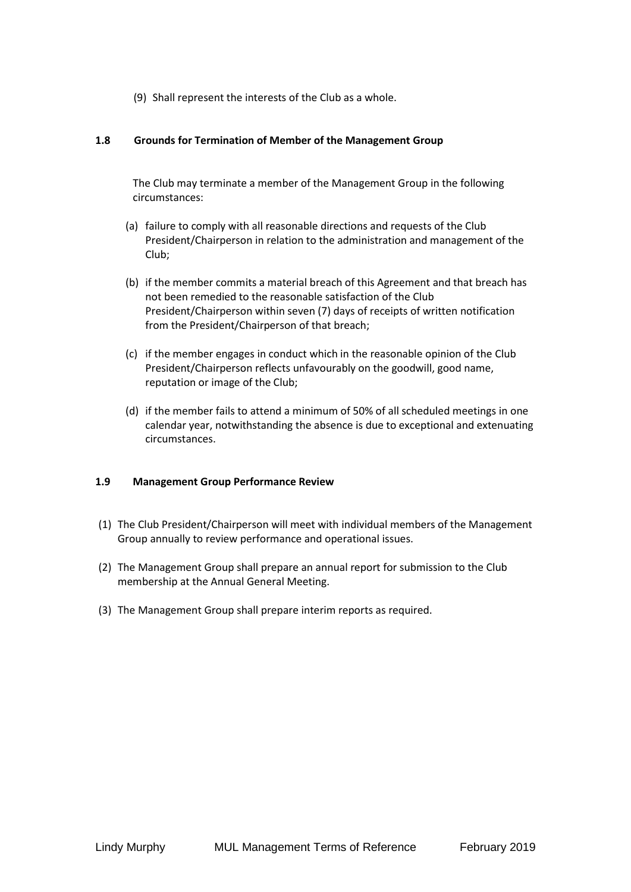(9) Shall represent the interests of the Club as a whole.

### 1.8 Grounds for Termination of Member of the Management Group

The Club may terminate a member of the Management Group in the following circumstances:

(a) failure to comply with all reasonable directions and requests of the Club President/Chairperson in relation to the administration and management of the Club;

(b) if the member commits a material breach of this Agreement and that breach has not been remedied to the reasonable satisfaction of the Club President/Chairperson within seven (7) days of receipts of written notification from the President/Chairperson of that breach;

(c) if the member engages in conduct which in the reasonable opinion of the Club President/Chairperson reflects unfavourably on the goodwill, good name, reputation or image of the Club;

(d) if the member fails to attend a minimum of 50% of all scheduled meetings in one calendar year, notwithstanding the absence is due to exceptional and extenuating circumstances.

### 1.9 Management Group Performance Review

(1) The Club President/Chairperson will meet with individual members of the Management Group annually to review performance and operational issues.

(2) The Management Group shall prepare an annual report for submission to the Club membership at the Annual General Meeting.

(3) The Management Group shall prepare interim reports as required.